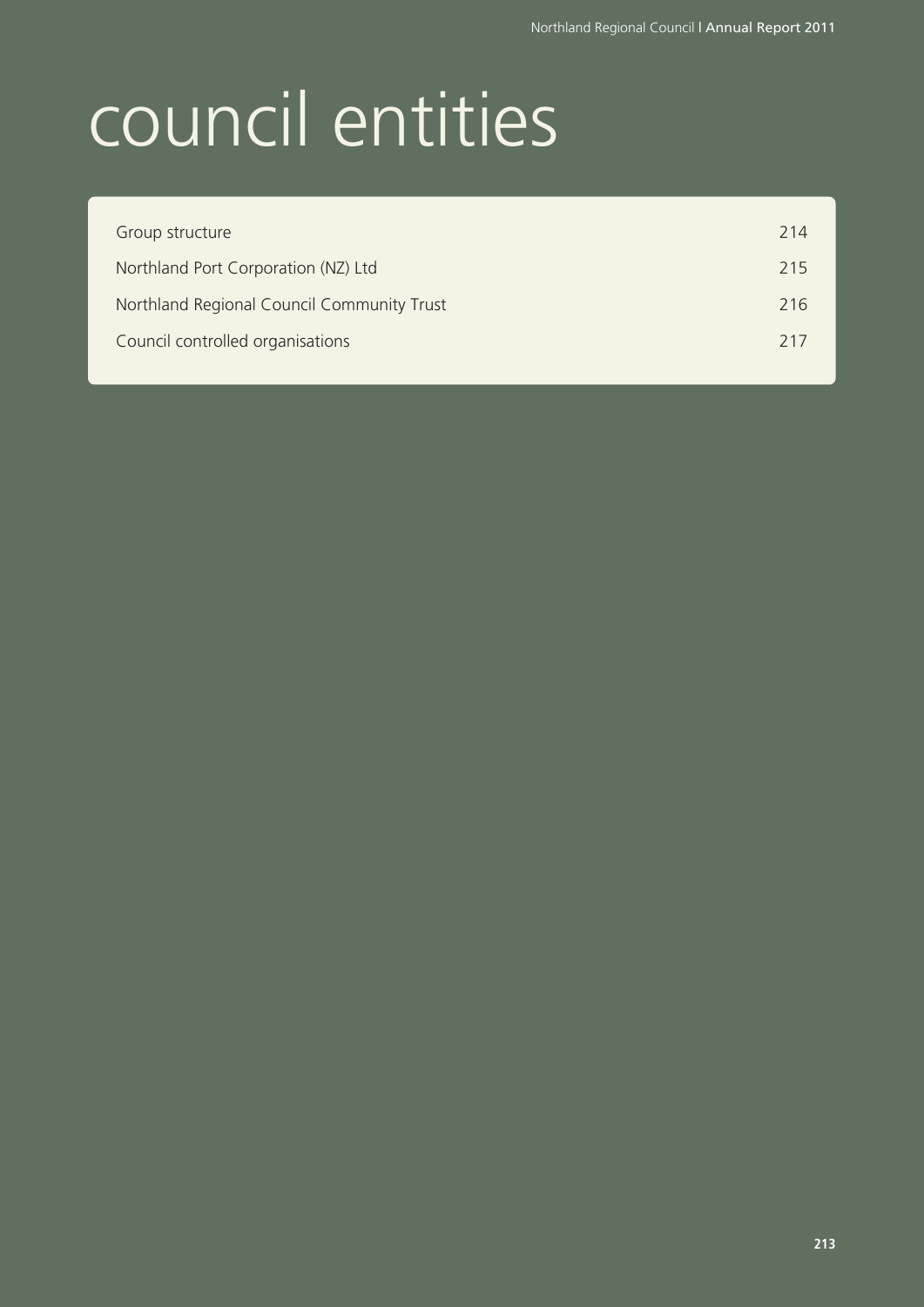# council entities

| | |
|---|---|
| Group structure | 214 |
| Northland Port Corporation (NZ) Ltd | 215 |
| Northland Regional Council Community Trust | 216 |
| Council controlled organisations | 217 |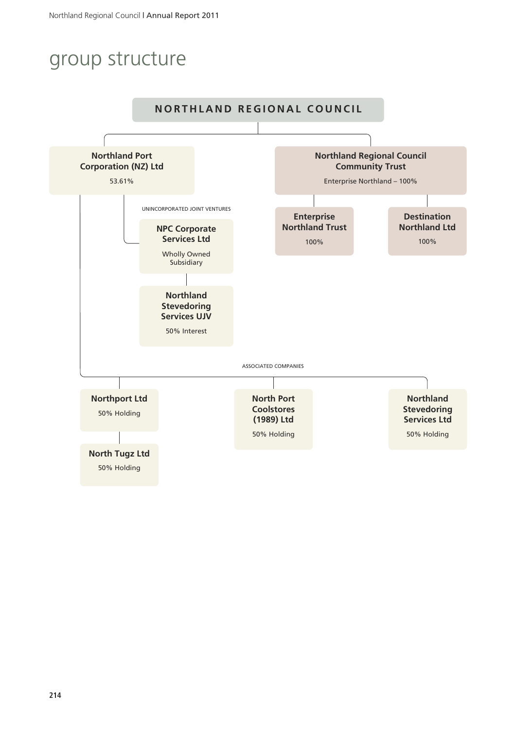# group structure

**NORTHLAND REGIONAL COUNCIL**

**Northland Port Corporation (NZ) Ltd**

53.61%

UNINCORPORATED JOINT VENTURES

**NPC Corporate Services Ltd**

Wholly Owned Subsidiary

**Northland Stevedoring Services UJV**

50% Interest

ASSOCIATED COMPANIES

**Northport Ltd**

50% Holding

**North Tugz Ltd**

50% Holding

**North Port Coolstores (1989) Ltd**

50% Holding

**Northland Stevedoring Services Ltd**

50% Holding

**Northland Regional Council Community Trust**

Enterprise Northland – 100%

**Enterprise Northland Trust**

100%

**Destination Northland Ltd**

100%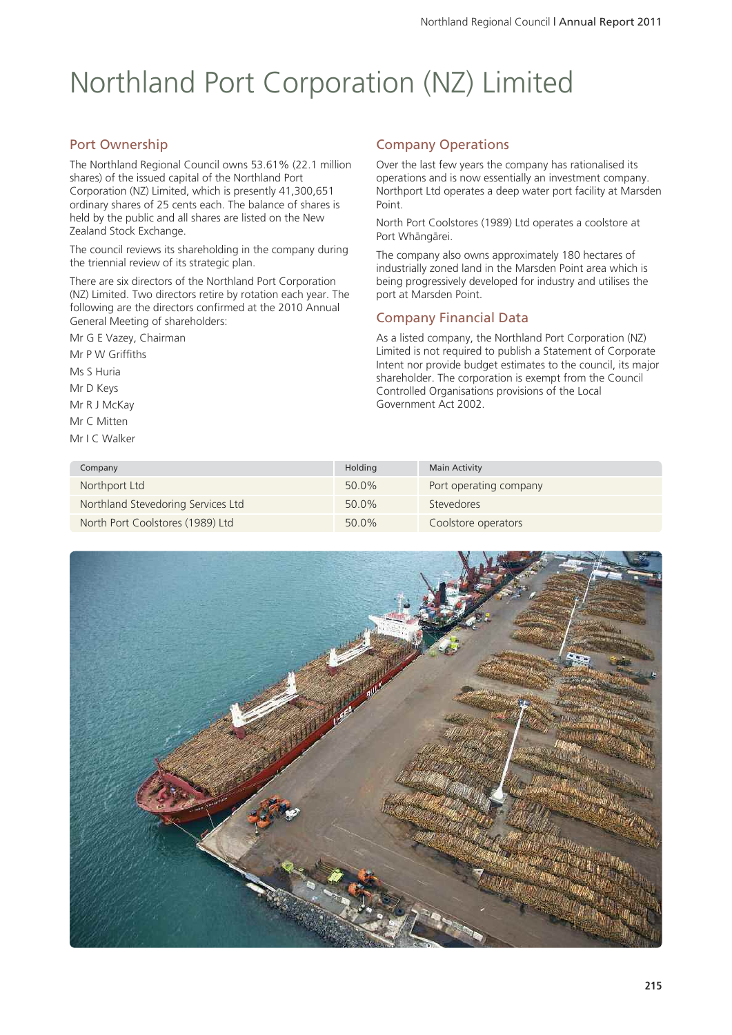# Northland Port Corporation (NZ) Limited

## Port Ownership

The Northland Regional Council owns 53.61% (22.1 million shares) of the issued capital of the Northland Port Corporation (NZ) Limited, which is presently 41,300,651 ordinary shares of 25 cents each. The balance of shares is held by the public and all shares are listed on the New Zealand Stock Exchange.

The council reviews its shareholding in the company during the triennial review of its strategic plan.

There are six directors of the Northland Port Corporation (NZ) Limited. Two directors retire by rotation each year. The following are the directors confirmed at the 2010 Annual General Meeting of shareholders:

Mr G E Vazey, Chairman

Mr P W Griffiths

Ms S Huria

Mr D Keys

Mr R J McKay

Mr C Mitten

Mr I C Walker

## Company Operations

Over the last few years the company has rationalised its operations and is now essentially an investment company. Northport Ltd operates a deep water port facility at Marsden Point.

North Port Coolstores (1989) Ltd operates a coolstore at Port Whāngārei.

The company also owns approximately 180 hectares of industrially zoned land in the Marsden Point area which is being progressively developed for industry and utilises the port at Marsden Point.

## Company Financial Data

As a listed company, the Northland Port Corporation (NZ) Limited is not required to publish a Statement of Corporate Intent nor provide budget estimates to the council, its major shareholder. The corporation is exempt from the Council Controlled Organisations provisions of the Local Government Act 2002.

| Company | Holding | Main Activity |
| --- | --- | --- |
| Northport Ltd | 50.0% | Port operating company |
| Northland Stevedoring Services Ltd | 50.0% | Stevedores |
| North Port Coolstores (1989) Ltd | 50.0% | Coolstore operators |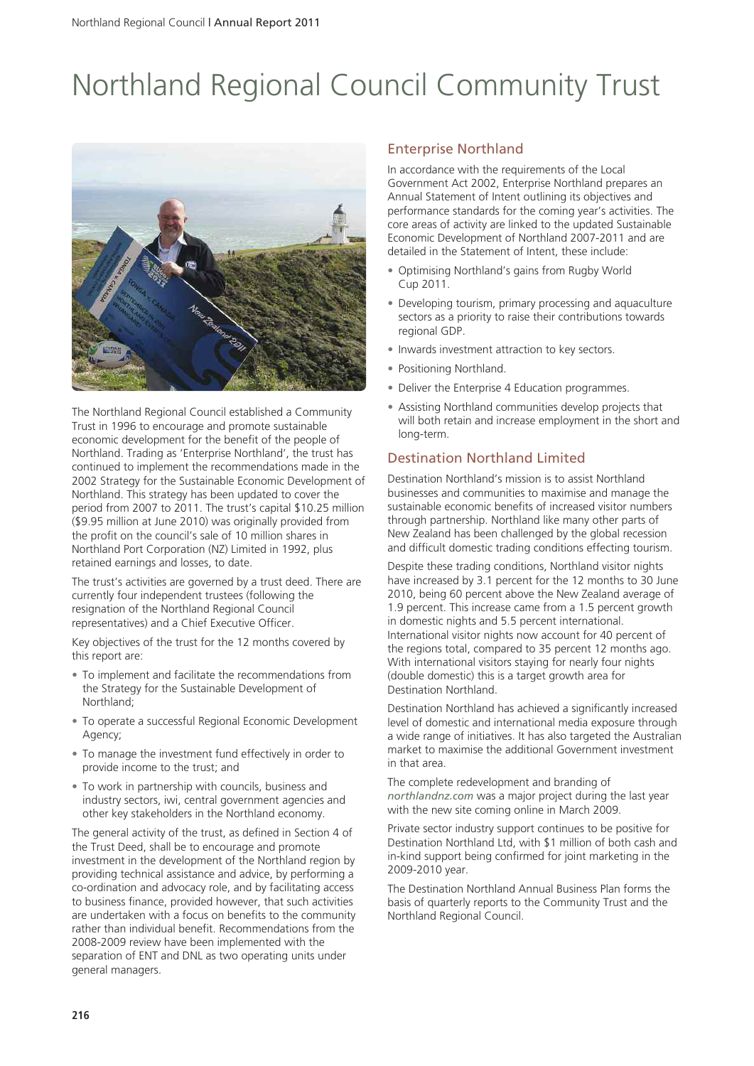# Northland Regional Council Community Trust

The Northland Regional Council established a Community Trust in 1996 to encourage and promote sustainable economic development for the benefit of the people of Northland. Trading as 'Enterprise Northland', the trust has continued to implement the recommendations made in the 2002 Strategy for the Sustainable Economic Development of Northland. This strategy has been updated to cover the period from 2007 to 2011. The trust's capital $10.25 million ($9.95 million at June 2010) was originally provided from the profit on the council's sale of 10 million shares in Northland Port Corporation (NZ) Limited in 1992, plus retained earnings and losses, to date.

The trust's activities are governed by a trust deed. There are currently four independent trustees (following the resignation of the Northland Regional Council representatives) and a Chief Executive Officer.

Key objectives of the trust for the 12 months covered by this report are:

- To implement and facilitate the recommendations from the Strategy for the Sustainable Development of Northland;
- To operate a successful Regional Economic Development Agency;
- To manage the investment fund effectively in order to provide income to the trust; and
- To work in partnership with councils, business and industry sectors, iwi, central government agencies and other key stakeholders in the Northland economy.

The general activity of the trust, as defined in Section 4 of the Trust Deed, shall be to encourage and promote investment in the development of the Northland region by providing technical assistance and advice, by performing a co-ordination and advocacy role, and by facilitating access to business finance, provided however, that such activities are undertaken with a focus on benefits to the community rather than individual benefit. Recommendations from the 2008-2009 review have been implemented with the separation of ENT and DNL as two operating units under general managers.

## Enterprise Northland

In accordance with the requirements of the Local Government Act 2002, Enterprise Northland prepares an Annual Statement of Intent outlining its objectives and performance standards for the coming year's activities. The core areas of activity are linked to the updated Sustainable Economic Development of Northland 2007-2011 and are detailed in the Statement of Intent, these include:

- Optimising Northland's gains from Rugby World Cup 2011.
- Developing tourism, primary processing and aquaculture sectors as a priority to raise their contributions towards regional GDP.
- Inwards investment attraction to key sectors.
- Positioning Northland.
- Deliver the Enterprise 4 Education programmes.
- Assisting Northland communities develop projects that will both retain and increase employment in the short and long-term.

## Destination Northland Limited

Destination Northland's mission is to assist Northland businesses and communities to maximise and manage the sustainable economic benefits of increased visitor numbers through partnership. Northland like many other parts of New Zealand has been challenged by the global recession and difficult domestic trading conditions effecting tourism.

Despite these trading conditions, Northland visitor nights have increased by 3.1 percent for the 12 months to 30 June 2010, being 60 percent above the New Zealand average of 1.9 percent. This increase came from a 1.5 percent growth in domestic nights and 5.5 percent international. International visitor nights now account for 40 percent of the regions total, compared to 35 percent 12 months ago. With international visitors staying for nearly four nights (double domestic) this is a target growth area for Destination Northland.

Destination Northland has achieved a significantly increased level of domestic and international media exposure through a wide range of initiatives. It has also targeted the Australian market to maximise the additional Government investment in that area.

The complete redevelopment and branding of *northlandnz.com* was a major project during the last year with the new site coming online in March 2009.

Private sector industry support continues to be positive for Destination Northland Ltd, with $1 million of both cash and in-kind support being confirmed for joint marketing in the 2009-2010 year.

The Destination Northland Annual Business Plan forms the basis of quarterly reports to the Community Trust and the Northland Regional Council.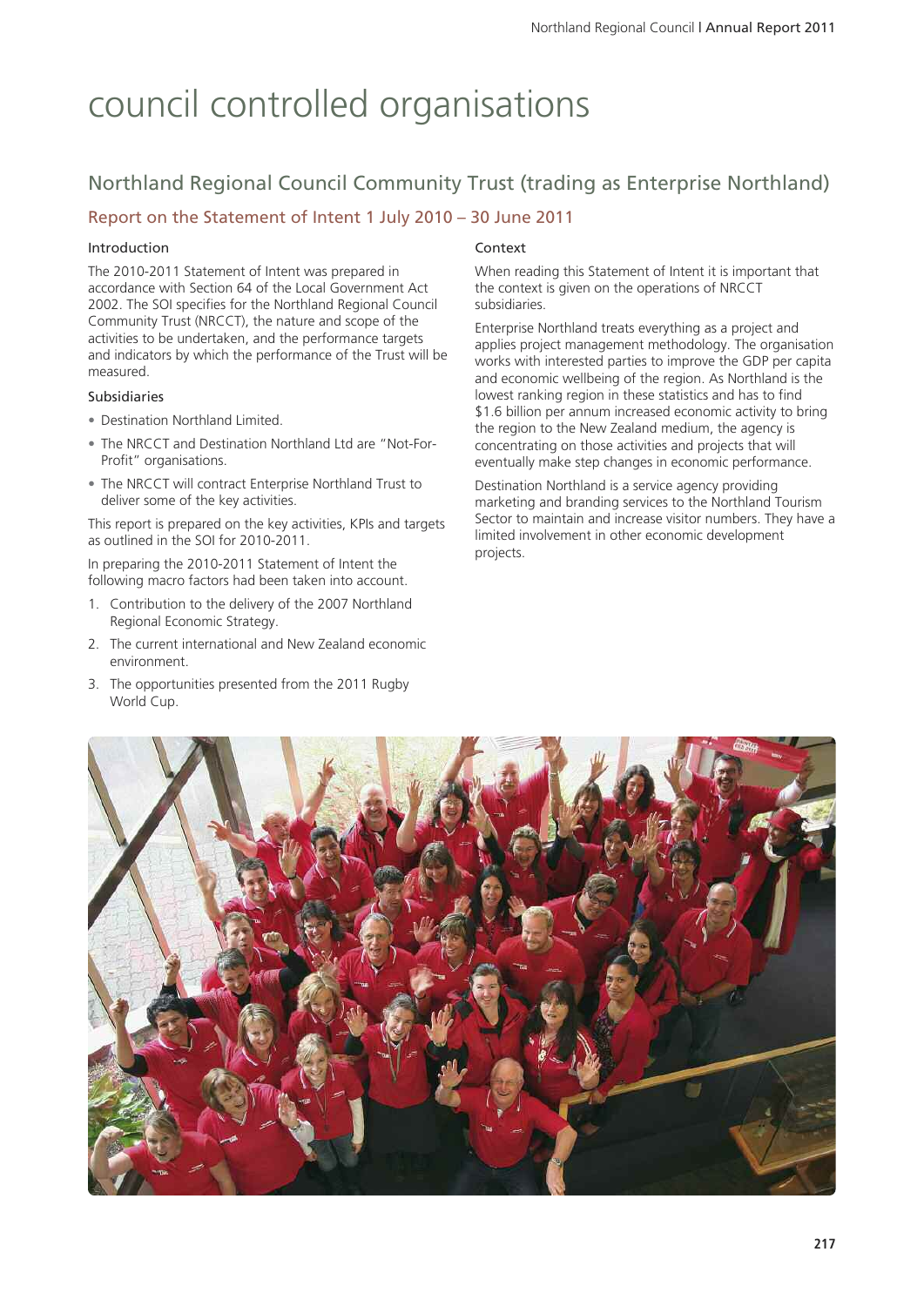# council controlled organisations

## Northland Regional Council Community Trust (trading as Enterprise Northland)

### Report on the Statement of Intent 1 July 2010 – 30 June 2011

#### Introduction

The 2010-2011 Statement of Intent was prepared in accordance with Section 64 of the Local Government Act 2002. The SOI specifies for the Northland Regional Council Community Trust (NRCCT), the nature and scope of the activities to be undertaken, and the performance targets and indicators by which the performance of the Trust will be measured.

#### Subsidiaries

- Destination Northland Limited.
- The NRCCT and Destination Northland Ltd are "Not-For-Profit" organisations.
- The NRCCT will contract Enterprise Northland Trust to deliver some of the key activities.

This report is prepared on the key activities, KPIs and targets as outlined in the SOI for 2010-2011.

In preparing the 2010-2011 Statement of Intent the following macro factors had been taken into account.

1. Contribution to the delivery of the 2007 Northland Regional Economic Strategy.
2. The current international and New Zealand economic environment.
3. The opportunities presented from the 2011 Rugby World Cup.

#### Context

When reading this Statement of Intent it is important that the context is given on the operations of NRCCT subsidiaries.

Enterprise Northland treats everything as a project and applies project management methodology. The organisation works with interested parties to improve the GDP per capita and economic wellbeing of the region. As Northland is the lowest ranking region in these statistics and has to find $1.6 billion per annum increased economic activity to bring the region to the New Zealand medium, the agency is concentrating on those activities and projects that will eventually make step changes in economic performance.

Destination Northland is a service agency providing marketing and branding services to the Northland Tourism Sector to maintain and increase visitor numbers. They have a limited involvement in other economic development projects.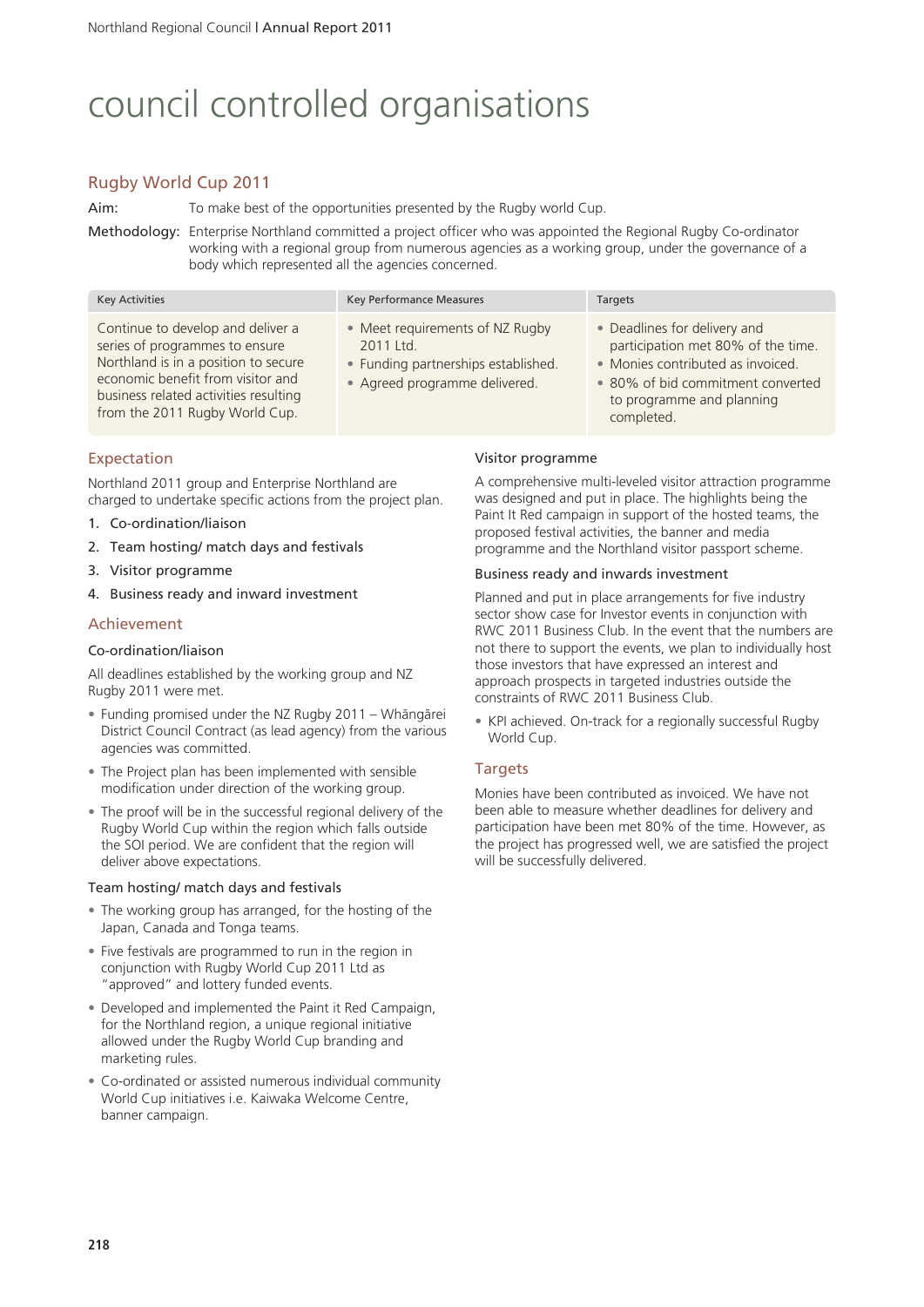# council controlled organisations

## Rugby World Cup 2011

**Aim:** To make best of the opportunities presented by the Rugby world Cup.

**Methodology:** Enterprise Northland committed a project officer who was appointed the Regional Rugby Co-ordinator working with a regional group from numerous agencies as a working group, under the governance of a body which represented all the agencies concerned.

| Key Activities | Key Performance Measures | Targets |
| --- | --- | --- |
| Continue to develop and deliver a series of programmes to ensure Northland is in a position to secure economic benefit from visitor and business related activities resulting from the 2011 Rugby World Cup. | • Meet requirements of NZ Rugby 2011 Ltd.<br>• Funding partnerships established.<br>• Agreed programme delivered. | • Deadlines for delivery and participation met 80% of the time.<br>• Monies contributed as invoiced.<br>• 80% of bid commitment converted to programme and planning completed. |

### Expectation

Northland 2011 group and Enterprise Northland are charged to undertake specific actions from the project plan.

1. Co-ordination/liaison
2. Team hosting/ match days and festivals
3. Visitor programme
4. Business ready and inward investment

### Achievement

#### Co-ordination/liaison

All deadlines established by the working group and NZ Rugby 2011 were met.

- Funding promised under the NZ Rugby 2011 – Whāngārei District Council Contract (as lead agency) from the various agencies was committed.
- The Project plan has been implemented with sensible modification under direction of the working group.
- The proof will be in the successful regional delivery of the Rugby World Cup within the region which falls outside the SOI period. We are confident that the region will deliver above expectations.

#### Team hosting/ match days and festivals

- The working group has arranged, for the hosting of the Japan, Canada and Tonga teams.
- Five festivals are programmed to run in the region in conjunction with Rugby World Cup 2011 Ltd as "approved" and lottery funded events.
- Developed and implemented the Paint it Red Campaign, for the Northland region, a unique regional initiative allowed under the Rugby World Cup branding and marketing rules.
- Co-ordinated or assisted numerous individual community World Cup initiatives i.e. Kaiwaka Welcome Centre, banner campaign.

#### Visitor programme

A comprehensive multi-leveled visitor attraction programme was designed and put in place. The highlights being the Paint It Red campaign in support of the hosted teams, the proposed festival activities, the banner and media programme and the Northland visitor passport scheme.

#### Business ready and inwards investment

Planned and put in place arrangements for five industry sector show case for Investor events in conjunction with RWC 2011 Business Club. In the event that the numbers are not there to support the events, we plan to individually host those investors that have expressed an interest and approach prospects in targeted industries outside the constraints of RWC 2011 Business Club.

- KPI achieved. On-track for a regionally successful Rugby World Cup.

### Targets

Monies have been contributed as invoiced. We have not been able to measure whether deadlines for delivery and participation have been met 80% of the time. However, as the project has progressed well, we are satisfied the project will be successfully delivered.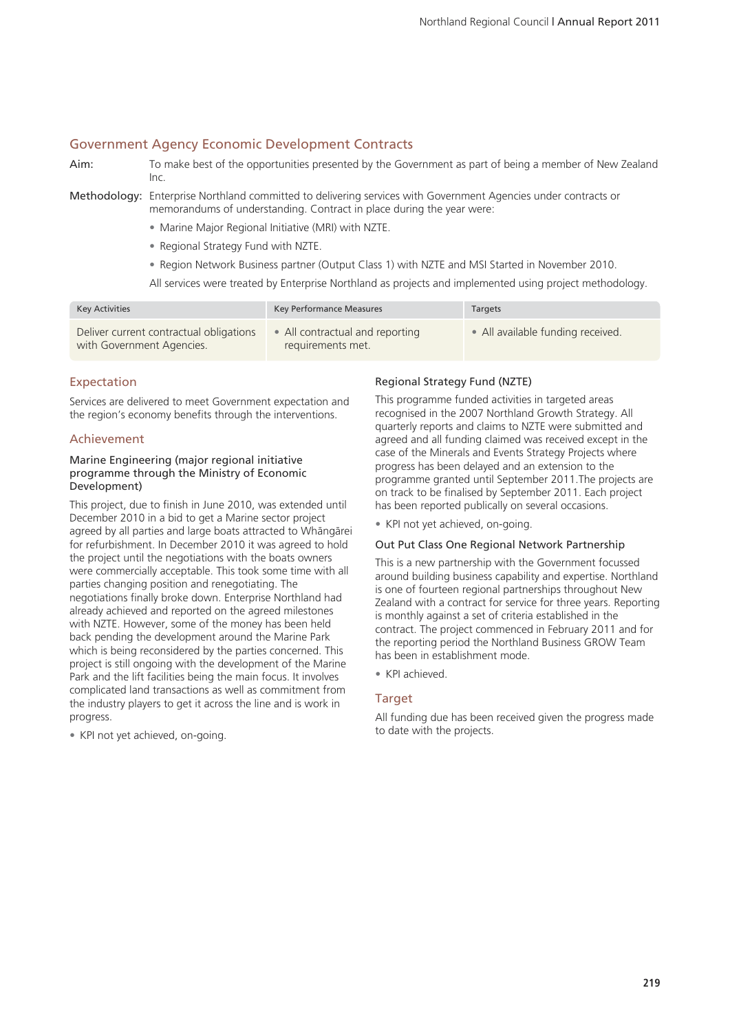## Government Agency Economic Development Contracts

**Aim:** To make best of the opportunities presented by the Government as part of being a member of New Zealand Inc.

**Methodology:** Enterprise Northland committed to delivering services with Government Agencies under contracts or memorandums of understanding. Contract in place during the year were:

- Marine Major Regional Initiative (MRI) with NZTE.
- Regional Strategy Fund with NZTE.
- Region Network Business partner (Output Class 1) with NZTE and MSI Started in November 2010.

All services were treated by Enterprise Northland as projects and implemented using project methodology.

| Key Activities | Key Performance Measures | Targets |
|---|---|---|
| Deliver current contractual obligations with Government Agencies. | • All contractual and reporting requirements met. | • All available funding received. |

### Expectation

Services are delivered to meet Government expectation and the region's economy benefits through the interventions.

### Achievement

#### Marine Engineering (major regional initiative programme through the Ministry of Economic Development)

This project, due to finish in June 2010, was extended until December 2010 in a bid to get a Marine sector project agreed by all parties and large boats attracted to Whāngārei for refurbishment. In December 2010 it was agreed to hold the project until the negotiations with the boats owners were commercially acceptable. This took some time with all parties changing position and renegotiating. The negotiations finally broke down. Enterprise Northland had already achieved and reported on the agreed milestones with NZTE. However, some of the money has been held back pending the development around the Marine Park which is being reconsidered by the parties concerned. This project is still ongoing with the development of the Marine Park and the lift facilities being the main focus. It involves complicated land transactions as well as commitment from the industry players to get it across the line and is work in progress.

- KPI not yet achieved, on-going.

#### Regional Strategy Fund (NZTE)

This programme funded activities in targeted areas recognised in the 2007 Northland Growth Strategy. All quarterly reports and claims to NZTE were submitted and agreed and all funding claimed was received except in the case of the Minerals and Events Strategy Projects where progress has been delayed and an extension to the programme granted until September 2011.The projects are on track to be finalised by September 2011. Each project has been reported publically on several occasions.

- KPI not yet achieved, on-going.

#### Out Put Class One Regional Network Partnership

This is a new partnership with the Government focussed around building business capability and expertise. Northland is one of fourteen regional partnerships throughout New Zealand with a contract for service for three years. Reporting is monthly against a set of criteria established in the contract. The project commenced in February 2011 and for the reporting period the Northland Business GROW Team has been in establishment mode.

- KPI achieved.

### Target

All funding due has been received given the progress made to date with the projects.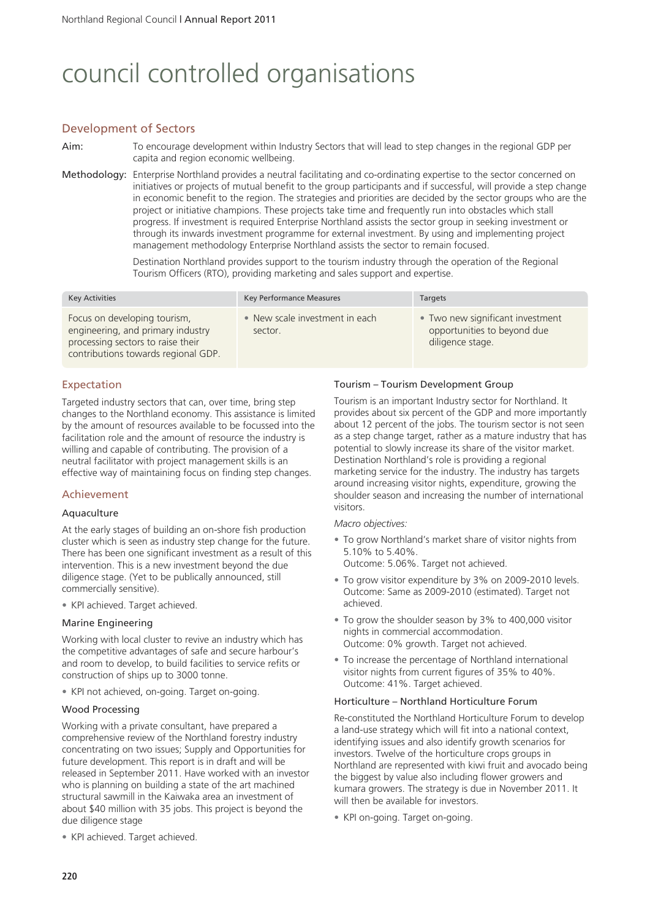# council controlled organisations

## Development of Sectors

**Aim:** To encourage development within Industry Sectors that will lead to step changes in the regional GDP per capita and region economic wellbeing.

**Methodology:** Enterprise Northland provides a neutral facilitating and co-ordinating expertise to the sector concerned on initiatives or projects of mutual benefit to the group participants and if successful, will provide a step change in economic benefit to the region. The strategies and priorities are decided by the sector groups who are the project or initiative champions. These projects take time and frequently run into obstacles which stall progress. If investment is required Enterprise Northland assists the sector group in seeking investment or through its inwards investment programme for external investment. By using and implementing project management methodology Enterprise Northland assists the sector to remain focused.

Destination Northland provides support to the tourism industry through the operation of the Regional Tourism Officers (RTO), providing marketing and sales support and expertise.

| Key Activities | Key Performance Measures | Targets |
|---|---|---|
| Focus on developing tourism, engineering, and primary industry processing sectors to raise their contributions towards regional GDP. | • New scale investment in each sector. | • Two new significant investment opportunities to beyond due diligence stage. |

## Expectation

Targeted industry sectors that can, over time, bring step changes to the Northland economy. This assistance is limited by the amount of resources available to be focussed into the facilitation role and the amount of resource the industry is willing and capable of contributing. The provision of a neutral facilitator with project management skills is an effective way of maintaining focus on finding step changes.

## Achievement

### Aquaculture

At the early stages of building an on-shore fish production cluster which is seen as industry step change for the future. There has been one significant investment as a result of this intervention. This is a new investment beyond the due diligence stage. (Yet to be publically announced, still commercially sensitive).

- KPI achieved. Target achieved.

### Marine Engineering

Working with local cluster to revive an industry which has the competitive advantages of safe and secure harbour's and room to develop, to build facilities to service refits or construction of ships up to 3000 tonne.

- KPI not achieved, on-going. Target on-going.

### Wood Processing

Working with a private consultant, have prepared a comprehensive review of the Northland forestry industry concentrating on two issues; Supply and Opportunities for future development. This report is in draft and will be released in September 2011. Have worked with an investor who is planning on building a state of the art machined structural sawmill in the Kaiwaka area an investment of about $40 million with 35 jobs. This project is beyond the due diligence stage

- KPI achieved. Target achieved.

### Tourism – Tourism Development Group

Tourism is an important Industry sector for Northland. It provides about six percent of the GDP and more importantly about 12 percent of the jobs. The tourism sector is not seen as a step change target, rather as a mature industry that has potential to slowly increase its share of the visitor market. Destination Northland's role is providing a regional marketing service for the industry. The industry has targets around increasing visitor nights, expenditure, growing the shoulder season and increasing the number of international visitors.

*Macro objectives:*

- To grow Northland's market share of visitor nights from 5.10% to 5.40%.
  Outcome: 5.06%. Target not achieved.
- To grow visitor expenditure by 3% on 2009-2010 levels.
  Outcome: Same as 2009-2010 (estimated). Target not achieved.
- To grow the shoulder season by 3% to 400,000 visitor nights in commercial accommodation.
  Outcome: 0% growth. Target not achieved.
- To increase the percentage of Northland international visitor nights from current figures of 35% to 40%.
  Outcome: 41%. Target achieved.

### Horticulture – Northland Horticulture Forum

Re-constituted the Northland Horticulture Forum to develop a land-use strategy which will fit into a national context, identifying issues and also identify growth scenarios for investors. Twelve of the horticulture crops groups in Northland are represented with kiwi fruit and avocado being the biggest by value also including flower growers and kumara growers. The strategy is due in November 2011. It will then be available for investors.

- KPI on-going. Target on-going.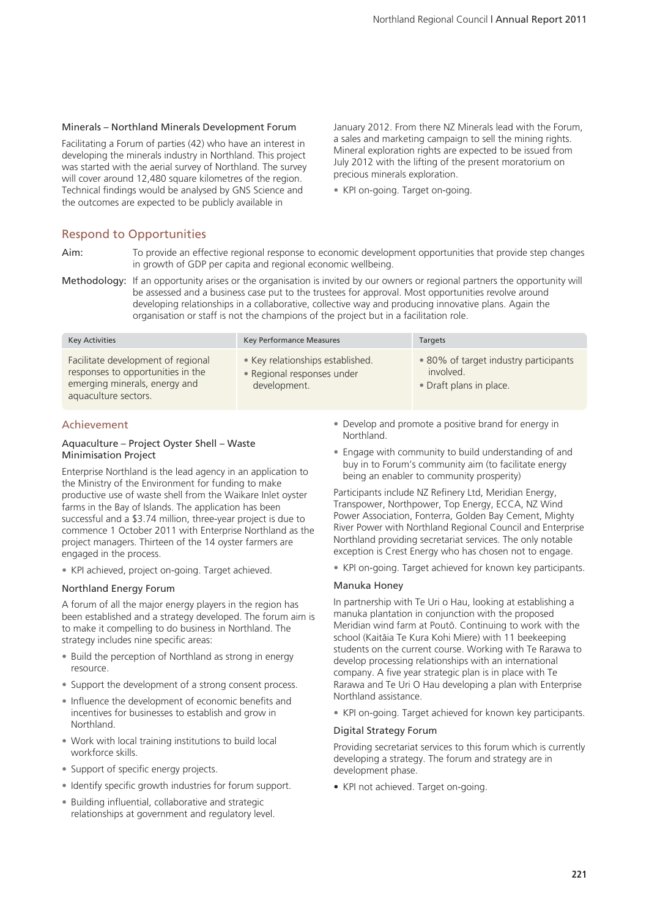#### Minerals – Northland Minerals Development Forum

Facilitating a Forum of parties (42) who have an interest in developing the minerals industry in Northland. This project was started with the aerial survey of Northland. The survey will cover around 12,480 square kilometres of the region. Technical findings would be analysed by GNS Science and the outcomes are expected to be publicly available in January 2012. From there NZ Minerals lead with the Forum, a sales and marketing campaign to sell the mining rights. Mineral exploration rights are expected to be issued from July 2012 with the lifting of the present moratorium on precious minerals exploration.

- KPI on-going. Target on-going.

## Respond to Opportunities

**Aim:** To provide an effective regional response to economic development opportunities that provide step changes in growth of GDP per capita and regional economic wellbeing.

**Methodology:** If an opportunity arises or the organisation is invited by our owners or regional partners the opportunity will be assessed and a business case put to the trustees for approval. Most opportunities revolve around developing relationships in a collaborative, collective way and producing innovative plans. Again the organisation or staff is not the champions of the project but in a facilitation role.

| Key Activities | Key Performance Measures | Targets |
|---|---|---|
| Facilitate development of regional responses to opportunities in the emerging minerals, energy and aquaculture sectors. | • Key relationships established.<br>• Regional responses under development. | • 80% of target industry participants involved.<br>• Draft plans in place. |

### Achievement

#### Aquaculture – Project Oyster Shell – Waste Minimisation Project

Enterprise Northland is the lead agency in an application to the Ministry of the Environment for funding to make productive use of waste shell from the Waikare Inlet oyster farms in the Bay of Islands. The application has been successful and a $3.74 million, three-year project is due to commence 1 October 2011 with Enterprise Northland as the project managers. Thirteen of the 14 oyster farmers are engaged in the process.

- KPI achieved, project on-going. Target achieved.

#### Northland Energy Forum

A forum of all the major energy players in the region has been established and a strategy developed. The forum aim is to make it compelling to do business in Northland. The strategy includes nine specific areas:

- Build the perception of Northland as strong in energy resource.
- Support the development of a strong consent process.
- Influence the development of economic benefits and incentives for businesses to establish and grow in Northland.
- Work with local training institutions to build local workforce skills.
- Support of specific energy projects.
- Identify specific growth industries for forum support.
- Building influential, collaborative and strategic relationships at government and regulatory level.
- Develop and promote a positive brand for energy in Northland.
- Engage with community to build understanding of and buy in to Forum's community aim (to facilitate energy being an enabler to community prosperity)

Participants include NZ Refinery Ltd, Meridian Energy, Transpower, Northpower, Top Energy, ECCA, NZ Wind Power Association, Fonterra, Golden Bay Cement, Mighty River Power with Northland Regional Council and Enterprise Northland providing secretariat services. The only notable exception is Crest Energy who has chosen not to engage.

- KPI on-going. Target achieved for known key participants.

#### Manuka Honey

In partnership with Te Uri o Hau, looking at establishing a manuka plantation in conjunction with the proposed Meridian wind farm at Poutō. Continuing to work with the school (Kaitāia Te Kura Kohi Miere) with 11 beekeeping students on the current course. Working with Te Rarawa to develop processing relationships with an international company. A five year strategic plan is in place with Te Rarawa and Te Uri O Hau developing a plan with Enterprise Northland assistance.

- KPI on-going. Target achieved for known key participants.

#### Digital Strategy Forum

Providing secretariat services to this forum which is currently developing a strategy. The forum and strategy are in development phase.

- KPI not achieved. Target on-going.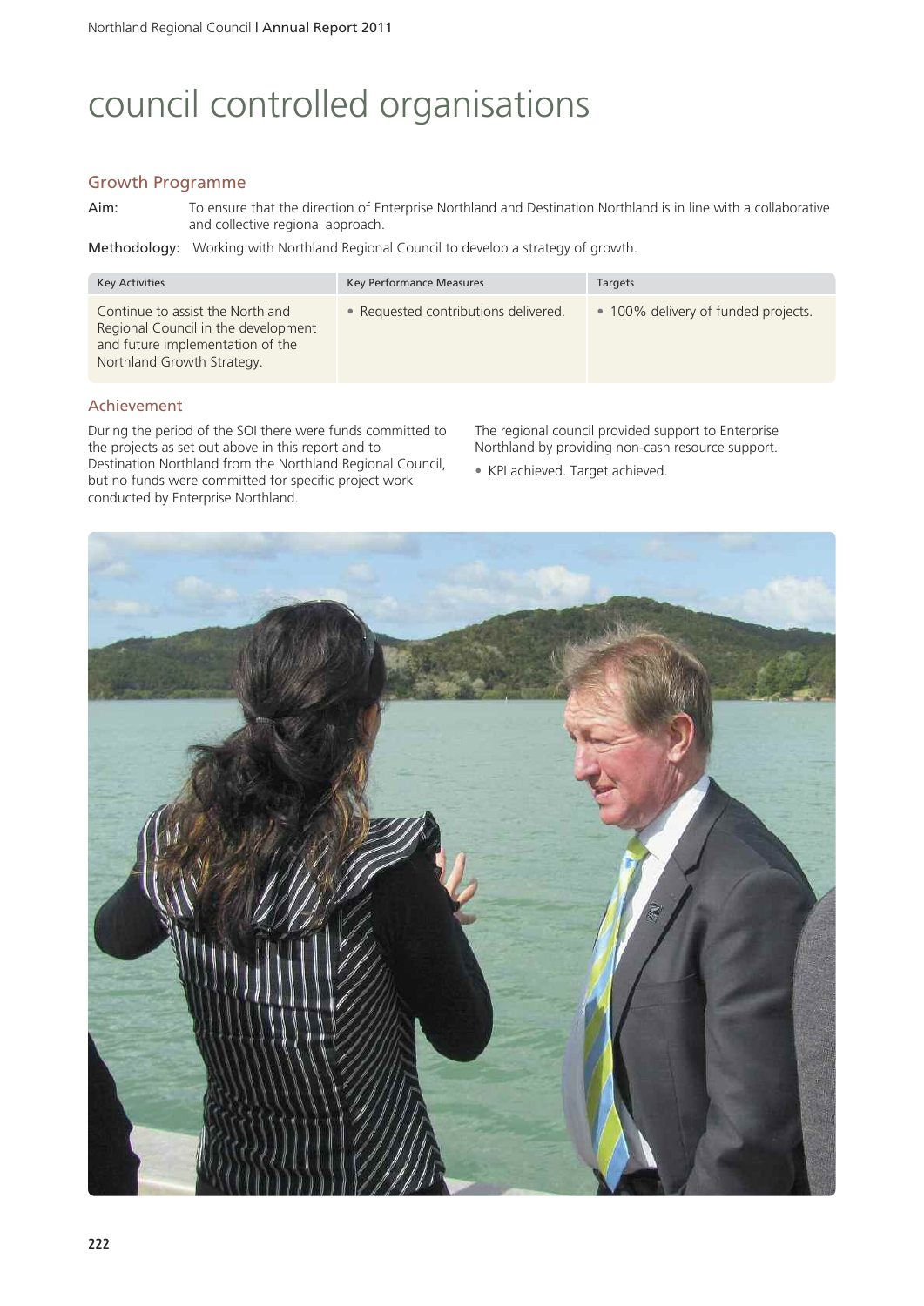# council controlled organisations

## Growth Programme

**Aim:** To ensure that the direction of Enterprise Northland and Destination Northland is in line with a collaborative and collective regional approach.

**Methodology:** Working with Northland Regional Council to develop a strategy of growth.

| Key Activities | Key Performance Measures | Targets |
|---|---|---|
| Continue to assist the Northland Regional Council in the development and future implementation of the Northland Growth Strategy. | • Requested contributions delivered. | • 100% delivery of funded projects. |

### Achievement

During the period of the SOI there were funds committed to the projects as set out above in this report and to Destination Northland from the Northland Regional Council, but no funds were committed for specific project work conducted by Enterprise Northland.

The regional council provided support to Enterprise Northland by providing non-cash resource support.

- KPI achieved. Target achieved.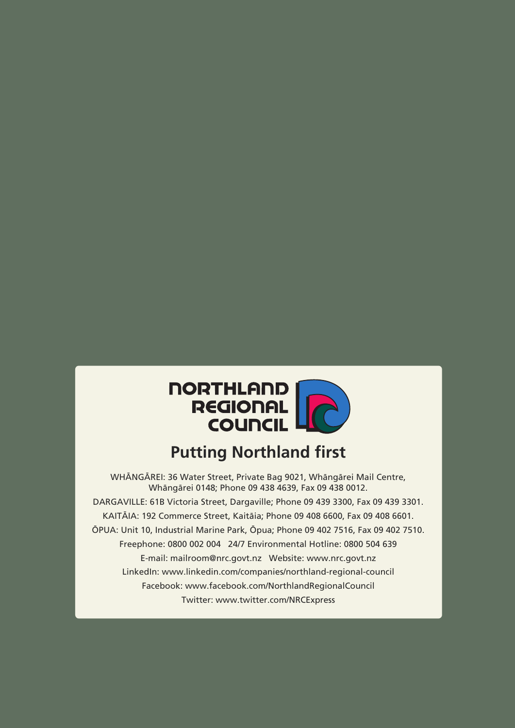NORTHLAND REGIONAL COUNCIL

**Putting Northland first**

WHĀNGĀREI: 36 Water Street, Private Bag 9021, Whāngārei Mail Centre, Whāngārei 0148; Phone 09 438 4639, Fax 09 438 0012.

DARGAVILLE: 61B Victoria Street, Dargaville; Phone 09 439 3300, Fax 09 439 3301.

KAITĀIA: 192 Commerce Street, Kaitāia; Phone 09 408 6600, Fax 09 408 6601.

ŌPUA: Unit 10, Industrial Marine Park, Ōpua; Phone 09 402 7516, Fax 09 402 7510.

Freephone: 0800 002 004   24/7 Environmental Hotline: 0800 504 639

E-mail: mailroom@nrc.govt.nz   Website: www.nrc.govt.nz

LinkedIn: www.linkedin.com/companies/northland-regional-council

Facebook: www.facebook.com/NorthlandRegionalCouncil

Twitter: www.twitter.com/NRCExpress